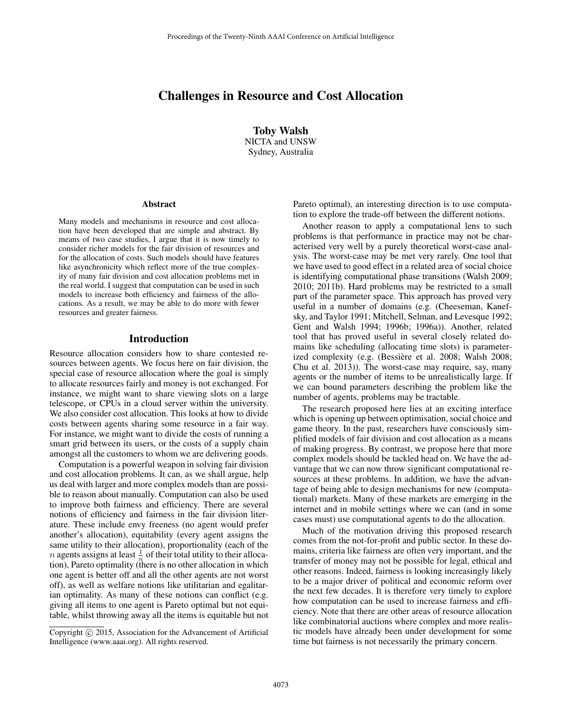# Challenges in Resource and Cost Allocation

**Toby Walsh**
NICTA and UNSW
Sydney, Australia

### Abstract

Many models and mechanisms in resource and cost allocation have been developed that are simple and abstract. By means of two case studies, I argue that it is now timely to consider richer models for the fair division of resources and for the allocation of costs. Such models should have features like asynchronicity which reflect more of the true complexity of many fair division and cost allocation problems met in the real world. I suggest that computation can be used in such models to increase both efficiency and fairness of the allocations. As a result, we may be able to do more with fewer resources and greater fairness.

## Introduction

Resource allocation considers how to share contested resources between agents. We focus here on fair division, the special case of resource allocation where the goal is simply to allocate resources fairly and money is not exchanged. For instance, we might want to share viewing slots on a large telescope, or CPUs in a cloud server within the university. We also consider cost allocation. This looks at how to divide costs between agents sharing some resource in a fair way. For instance, we might want to divide the costs of running a smart grid between its users, or the costs of a supply chain amongst all the customers to whom we are delivering goods.

Computation is a powerful weapon in solving fair division and cost allocation problems. It can, as we shall argue, help us deal with larger and more complex models than are possible to reason about manually. Computation can also be used to improve both fairness and efficiency. There are several notions of efficiency and fairness in the fair division literature. These include envy freeness (no agent would prefer another's allocation), equitability (every agent assigns the same utility to their allocation), proportionality (each of the $n$ agents assigns at least $\frac{1}{n}$ of their total utility to their allocation), Pareto optimality (there is no other allocation in which one agent is better off and all the other agents are not worst off), as well as welfare notions like utilitarian and egalitarian optimality. As many of these notions can conflict (e.g. giving all items to one agent is Pareto optimal but not equitable, whilst throwing away all the items is equitable but not Pareto optimal), an interesting direction is to use computation to explore the trade-off between the different notions.

Another reason to apply a computational lens to such problems is that performance in practice may not be characterised very well by a purely theoretical worst-case analysis. The worst-case may be met very rarely. One tool that we have used to good effect in a related area of social choice is identifying computational phase transitions (Walsh 2009; 2010; 2011b). Hard problems may be restricted to a small part of the parameter space. This approach has proved very useful in a number of domains (e.g. (Cheeseman, Kanefsky, and Taylor 1991; Mitchell, Selman, and Levesque 1992; Gent and Walsh 1994; 1996b; 1996a)). Another, related tool that has proved useful in several closely related domains like scheduling (allocating time slots) is parameterized complexity (e.g. (Bessière et al. 2008; Walsh 2008; Chu et al. 2013)). The worst-case may require, say, many agents or the number of items to be unrealistically large. If we can bound parameters describing the problem like the number of agents, problems may be tractable.

The research proposed here lies at an exciting interface which is opening up between optimisation, social choice and game theory. In the past, researchers have consciously simplified models of fair division and cost allocation as a means of making progress. By contrast, we propose here that more complex models should be tackled head on. We have the advantage that we can now throw significant computational resources at these problems. In addition, we have the advantage of being able to design mechanisms for new (computational) markets. Many of these markets are emerging in the internet and in mobile settings where we can (and in some cases must) use computational agents to do the allocation.

Much of the motivation driving this proposed research comes from the not-for-profit and public sector. In these domains, criteria like fairness are often very important, and the transfer of money may not be possible for legal, ethical and other reasons. Indeed, fairness is looking increasingly likely to be a major driver of political and economic reform over the next few decades. It is therefore very timely to explore how computation can be used to increase fairness and efficiency. Note that there are other areas of resource allocation like combinatorial auctions where complex and more realistic models have already been under development for some time but fairness is not necessarily the primary concern.

Copyright © 2015, Association for the Advancement of Artificial Intelligence (www.aaai.org). All rights reserved.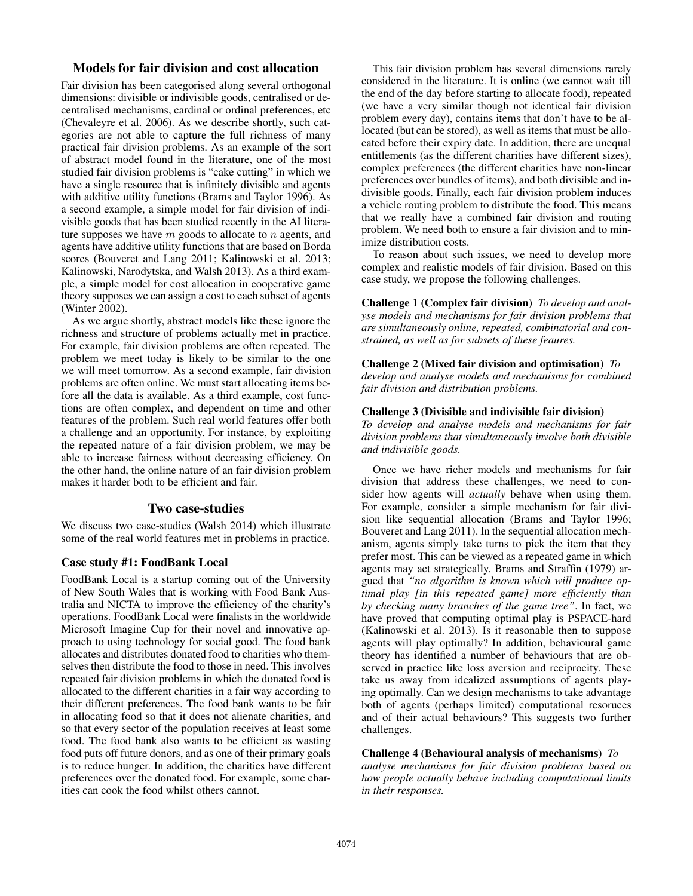## Models for fair division and cost allocation

Fair division has been categorised along several orthogonal dimensions: divisible or indivisible goods, centralised or decentralised mechanisms, cardinal or ordinal preferences, etc (Chevaleyre et al. 2006). As we describe shortly, such categories are not able to capture the full richness of many practical fair division problems. As an example of the sort of abstract model found in the literature, one of the most studied fair division problems is "cake cutting" in which we have a single resource that is infinitely divisible and agents with additive utility functions (Brams and Taylor 1996). As a second example, a simple model for fair division of indivisible goods that has been studied recently in the AI literature supposes we have $m$ goods to allocate to $n$ agents, and agents have additive utility functions that are based on Borda scores (Bouveret and Lang 2011; Kalinowski et al. 2013; Kalinowski, Narodytska, and Walsh 2013). As a third example, a simple model for cost allocation in cooperative game theory supposes we can assign a cost to each subset of agents (Winter 2002).

As we argue shortly, abstract models like these ignore the richness and structure of problems actually met in practice. For example, fair division problems are often repeated. The problem we meet today is likely to be similar to the one we will meet tomorrow. As a second example, fair division problems are often online. We must start allocating items before all the data is available. As a third example, cost functions are often complex, and dependent on time and other features of the problem. Such real world features offer both a challenge and an opportunity. For instance, by exploiting the repeated nature of a fair division problem, we may be able to increase fairness without decreasing efficiency. On the other hand, the online nature of an fair division problem makes it harder both to be efficient and fair.

## Two case-studies

We discuss two case-studies (Walsh 2014) which illustrate some of the real world features met in problems in practice.

### Case study #1: FoodBank Local

FoodBank Local is a startup coming out of the University of New South Wales that is working with Food Bank Australia and NICTA to improve the efficiency of the charity's operations. FoodBank Local were finalists in the worldwide Microsoft Imagine Cup for their novel and innovative approach to using technology for social good. The food bank allocates and distributes donated food to charities who themselves then distribute the food to those in need. This involves repeated fair division problems in which the donated food is allocated to the different charities in a fair way according to their different preferences. The food bank wants to be fair in allocating food so that it does not alienate charities, and so that every sector of the population receives at least some food. The food bank also wants to be efficient as wasting food puts off future donors, and as one of their primary goals is to reduce hunger. In addition, the charities have different preferences over the donated food. For example, some charities can cook the food whilst others cannot.

This fair division problem has several dimensions rarely considered in the literature. It is online (we cannot wait till the end of the day before starting to allocate food), repeated (we have a very similar though not identical fair division problem every day), contains items that don't have to be allocated (but can be stored), as well as items that must be allocated before their expiry date. In addition, there are unequal entitlements (as the different charities have different sizes), complex preferences (the different charities have non-linear preferences over bundles of items), and both divisible and indivisible goods. Finally, each fair division problem induces a vehicle routing problem to distribute the food. This means that we really have a combined fair division and routing problem. We need both to ensure a fair division and to minimize distribution costs.

To reason about such issues, we need to develop more complex and realistic models of fair division. Based on this case study, we propose the following challenges.

**Challenge 1 (Complex fair division)** *To develop and analyse models and mechanisms for fair division problems that are simultaneously online, repeated, combinatorial and constrained, as well as for subsets of these feaures.*

**Challenge 2 (Mixed fair division and optimisation)** *To develop and analyse models and mechanisms for combined fair division and distribution problems.*

**Challenge 3 (Divisible and indivisible fair division)** *To develop and analyse models and mechanisms for fair division problems that simultaneously involve both divisible and indivisible goods.*

Once we have richer models and mechanisms for fair division that address these challenges, we need to consider how agents will *actually* behave when using them. For example, consider a simple mechanism for fair division like sequential allocation (Brams and Taylor 1996; Bouveret and Lang 2011). In the sequential allocation mechanism, agents simply take turns to pick the item that they prefer most. This can be viewed as a repeated game in which agents may act strategically. Brams and Straffin (1979) argued that *"no algorithm is known which will produce optimal play [in this repeated game] more efficiently than by checking many branches of the game tree"*. In fact, we have proved that computing optimal play is PSPACE-hard (Kalinowski et al. 2013). Is it reasonable then to suppose agents will play optimally? In addition, behavioural game theory has identified a number of behaviours that are observed in practice like loss aversion and reciprocity. These take us away from idealized assumptions of agents playing optimally. Can we design mechanisms to take advantage both of agents (perhaps limited) computational resoruces and of their actual behaviours? This suggests two further challenges.

**Challenge 4 (Behavioural analysis of mechanisms)** *To analyse mechanisms for fair division problems based on how people actually behave including computational limits in their responses.*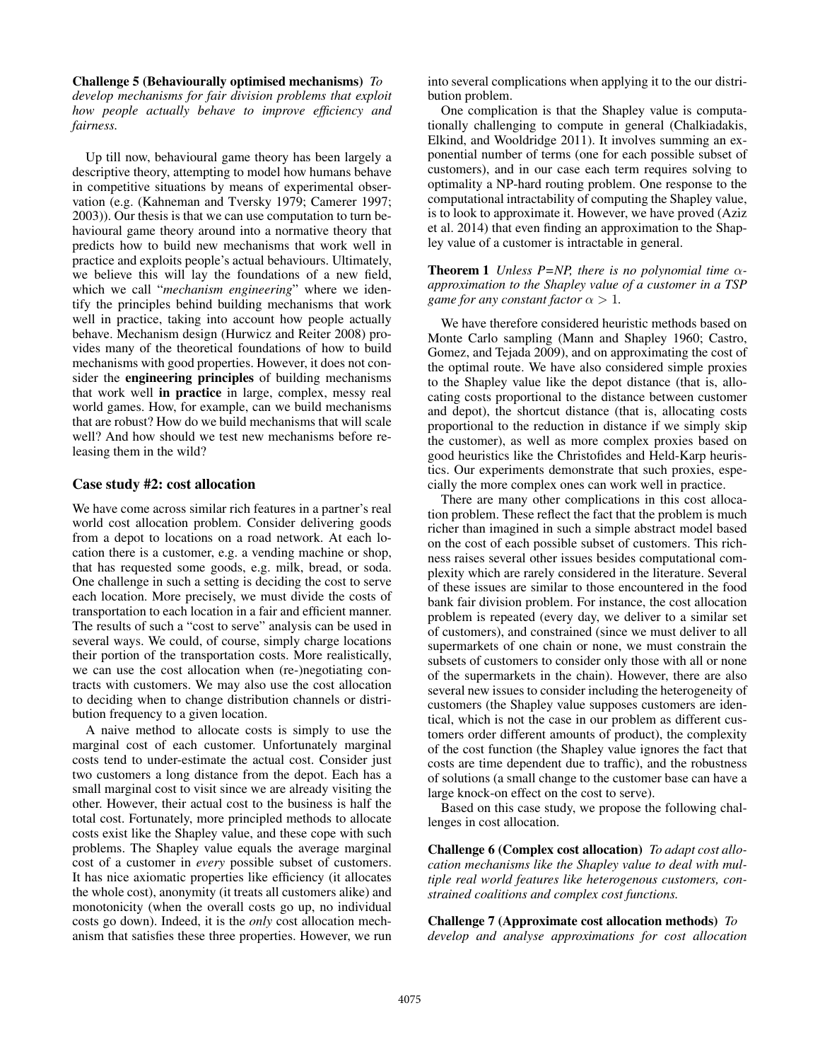**Challenge 5 (Behaviourally optimised mechanisms)** *To develop mechanisms for fair division problems that exploit how people actually behave to improve efficiency and fairness.*

Up till now, behavioural game theory has been largely a descriptive theory, attempting to model how humans behave in competitive situations by means of experimental observation (e.g. (Kahneman and Tversky 1979; Camerer 1997; 2003)). Our thesis is that we can use computation to turn behavioural game theory around into a normative theory that predicts how to build new mechanisms that work well in practice and exploits people's actual behaviours. Ultimately, we believe this will lay the foundations of a new field, which we call "*mechanism engineering*" where we identify the principles behind building mechanisms that work well in practice, taking into account how people actually behave. Mechanism design (Hurwicz and Reiter 2008) provides many of the theoretical foundations of how to build mechanisms with good properties. However, it does not consider the **engineering principles** of building mechanisms that work well **in practice** in large, complex, messy real world games. How, for example, can we build mechanisms that are robust? How do we build mechanisms that will scale well? And how should we test new mechanisms before releasing them in the wild?

## Case study #2: cost allocation

We have come across similar rich features in a partner's real world cost allocation problem. Consider delivering goods from a depot to locations on a road network. At each location there is a customer, e.g. a vending machine or shop, that has requested some goods, e.g. milk, bread, or soda. One challenge in such a setting is deciding the cost to serve each location. More precisely, we must divide the costs of transportation to each location in a fair and efficient manner. The results of such a "cost to serve" analysis can be used in several ways. We could, of course, simply charge locations their portion of the transportation costs. More realistically, we can use the cost allocation when (re-)negotiating contracts with customers. We may also use the cost allocation to deciding when to change distribution channels or distribution frequency to a given location.

A naive method to allocate costs is simply to use the marginal cost of each customer. Unfortunately marginal costs tend to under-estimate the actual cost. Consider just two customers a long distance from the depot. Each has a small marginal cost to visit since we are already visiting the other. However, their actual cost to the business is half the total cost. Fortunately, more principled methods to allocate costs exist like the Shapley value, and these cope with such problems. The Shapley value equals the average marginal cost of a customer in *every* possible subset of customers. It has nice axiomatic properties like efficiency (it allocates the whole cost), anonymity (it treats all customers alike) and monotonicity (when the overall costs go up, no individual costs go down). Indeed, it is the *only* cost allocation mechanism that satisfies these three properties. However, we run into several complications when applying it to the our distribution problem.

One complication is that the Shapley value is computationally challenging to compute in general (Chalkiadakis, Elkind, and Wooldridge 2011). It involves summing an exponential number of terms (one for each possible subset of customers), and in our case each term requires solving to optimality a NP-hard routing problem. One response to the computational intractability of computing the Shapley value, is to look to approximate it. However, we have proved (Aziz et al. 2014) that even finding an approximation to the Shapley value of a customer is intractable in general.

**Theorem 1** *Unless P=NP, there is no polynomial time $\alpha$-approximation to the Shapley value of a customer in a TSP game for any constant factor $\alpha > 1$.*

We have therefore considered heuristic methods based on Monte Carlo sampling (Mann and Shapley 1960; Castro, Gomez, and Tejada 2009), and on approximating the cost of the optimal route. We have also considered simple proxies to the Shapley value like the depot distance (that is, allocating costs proportional to the distance between customer and depot), the shortcut distance (that is, allocating costs proportional to the reduction in distance if we simply skip the customer), as well as more complex proxies based on good heuristics like the Christofides and Held-Karp heuristics. Our experiments demonstrate that such proxies, especially the more complex ones can work well in practice.

There are many other complications in this cost allocation problem. These reflect the fact that the problem is much richer than imagined in such a simple abstract model based on the cost of each possible subset of customers. This richness raises several other issues besides computational complexity which are rarely considered in the literature. Several of these issues are similar to those encountered in the food bank fair division problem. For instance, the cost allocation problem is repeated (every day, we deliver to a similar set of customers), and constrained (since we must deliver to all supermarkets of one chain or none, we must constrain the subsets of customers to consider only those with all or none of the supermarkets in the chain). However, there are also several new issues to consider including the heterogeneity of customers (the Shapley value supposes customers are identical, which is not the case in our problem as different customers order different amounts of product), the complexity of the cost function (the Shapley value ignores the fact that costs are time dependent due to traffic), and the robustness of solutions (a small change to the customer base can have a large knock-on effect on the cost to serve).

Based on this case study, we propose the following challenges in cost allocation.

**Challenge 6 (Complex cost allocation)** *To adapt cost allocation mechanisms like the Shapley value to deal with multiple real world features like heterogenous customers, constrained coalitions and complex cost functions.*

**Challenge 7 (Approximate cost allocation methods)** *To develop and analyse approximations for cost allocation*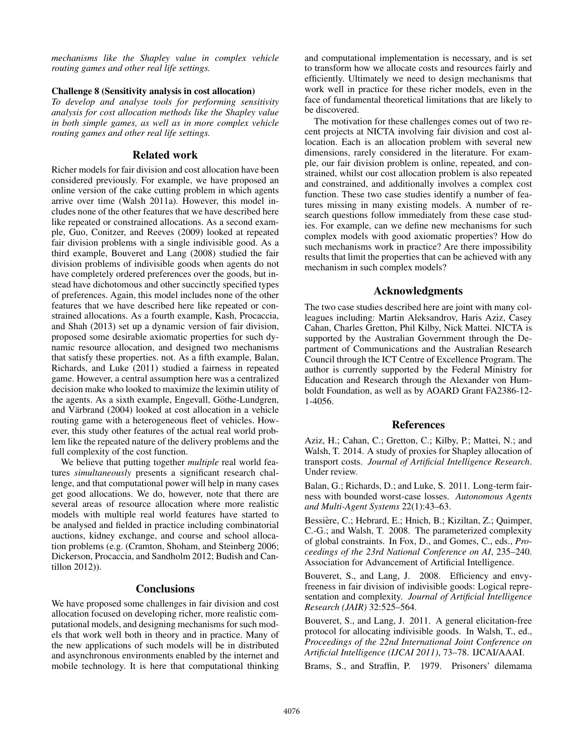*mechanisms like the Shapley value in complex vehicle routing games and other real life settings.*

**Challenge 8 (Sensitivity analysis in cost allocation)**
*To develop and analyse tools for performing sensitivity analysis for cost allocation methods like the Shapley value in both simple games, as well as in more complex vehicle routing games and other real life settings.*

## Related work

Richer models for fair division and cost allocation have been considered previously. For example, we have proposed an online version of the cake cutting problem in which agents arrive over time (Walsh 2011a). However, this model includes none of the other features that we have described here like repeated or constrained allocations. As a second example, Guo, Conitzer, and Reeves (2009) looked at repeated fair division problems with a single indivisible good. As a third example, Bouveret and Lang (2008) studied the fair division problems of indivisible goods when agents do not have completely ordered preferences over the goods, but instead have dichotomous and other succinctly specified types of preferences. Again, this model includes none of the other features that we have described here like repeated or constrained allocations. As a fourth example, Kash, Procaccia, and Shah (2013) set up a dynamic version of fair division, proposed some desirable axiomatic properties for such dynamic resource allocation, and designed two mechanisms that satisfy these properties. not. As a fifth example, Balan, Richards, and Luke (2011) studied a fairness in repeated game. However, a central assumption here was a centralized decision make who looked to maximize the leximin utility of the agents. As a sixth example, Engevall, Göthe-Lundgren, and Värbrand (2004) looked at cost allocation in a vehicle routing game with a heterogeneous fleet of vehicles. However, this study other features of the actual real world problem like the repeated nature of the delivery problems and the full complexity of the cost function.

We believe that putting together *multiple* real world features *simultaneously* presents a significant research challenge, and that computational power will help in many cases get good allocations. We do, however, note that there are several areas of resource allocation where more realistic models with multiple real world features have started to be analysed and fielded in practice including combinatorial auctions, kidney exchange, and course and school allocation problems (e.g. (Cramton, Shoham, and Steinberg 2006; Dickerson, Procaccia, and Sandholm 2012; Budish and Cantillon 2012)).

## Conclusions

We have proposed some challenges in fair division and cost allocation focused on developing richer, more realistic computational models, and designing mechanisms for such models that work well both in theory and in practice. Many of the new applications of such models will be in distributed and asynchronous environments enabled by the internet and mobile technology. It is here that computational thinking and computational implementation is necessary, and is set to transform how we allocate costs and resources fairly and efficiently. Ultimately we need to design mechanisms that work well in practice for these richer models, even in the face of fundamental theoretical limitations that are likely to be discovered.

The motivation for these challenges comes out of two recent projects at NICTA involving fair division and cost allocation. Each is an allocation problem with several new dimensions, rarely considered in the literature. For example, our fair division problem is online, repeated, and constrained, whilst our cost allocation problem is also repeated and constrained, and additionally involves a complex cost function. These two case studies identify a number of features missing in many existing models. A number of research questions follow immediately from these case studies. For example, can we define new mechanisms for such complex models with good axiomatic properties? How do such mechanisms work in practice? Are there impossibility results that limit the properties that can be achieved with any mechanism in such complex models?

## Acknowledgments

The two case studies described here are joint with many colleagues including: Martin Aleksandrov, Haris Aziz, Casey Cahan, Charles Gretton, Phil Kilby, Nick Mattei. NICTA is supported by the Australian Government through the Department of Communications and the Australian Research Council through the ICT Centre of Excellence Program. The author is currently supported by the Federal Ministry for Education and Research through the Alexander von Humboldt Foundation, as well as by AOARD Grant FA2386-12-1-4056.

## References

Aziz, H.; Cahan, C.; Gretton, C.; Kilby, P.; Mattei, N.; and Walsh, T. 2014. A study of proxies for Shapley allocation of transport costs. *Journal of Artificial Intelligence Research*. Under review.

Balan, G.; Richards, D.; and Luke, S. 2011. Long-term fairness with bounded worst-case losses. *Autonomous Agents and Multi-Agent Systems* 22(1):43–63.

Bessière, C.; Hebrard, E.; Hnich, B.; Kiziltan, Z.; Quimper, C.-G.; and Walsh, T. 2008. The parameterized complexity of global constraints. In Fox, D., and Gomes, C., eds., *Proceedings of the 23rd National Conference on AI*, 235–240. Association for Advancement of Artificial Intelligence.

Bouveret, S., and Lang, J. 2008. Efficiency and envy-freeness in fair division of indivisible goods: Logical representation and complexity. *Journal of Artificial Intelligence Research (JAIR)* 32:525–564.

Bouveret, S., and Lang, J. 2011. A general elicitation-free protocol for allocating indivisible goods. In Walsh, T., ed., *Proceedings of the 22nd International Joint Conference on Artificial Intelligence (IJCAI 2011)*, 73–78. IJCAI/AAAI.

Brams, S., and Straffin, P. 1979. Prisoners' dilemama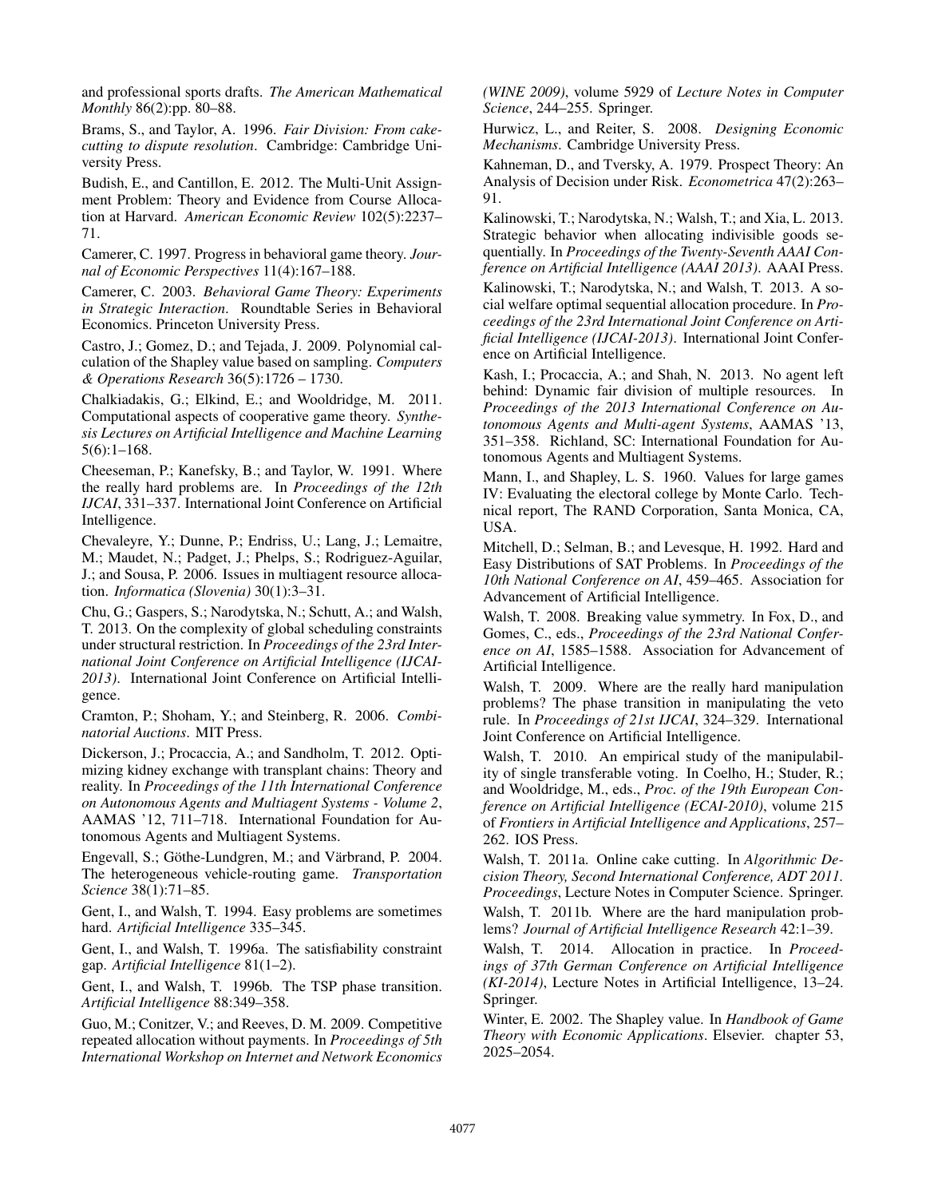and professional sports drafts. *The American Mathematical Monthly* 86(2):pp. 80–88.

Brams, S., and Taylor, A. 1996. *Fair Division: From cake-cutting to dispute resolution*. Cambridge: Cambridge University Press.

Budish, E., and Cantillon, E. 2012. The Multi-Unit Assignment Problem: Theory and Evidence from Course Allocation at Harvard. *American Economic Review* 102(5):2237–71.

Camerer, C. 1997. Progress in behavioral game theory. *Journal of Economic Perspectives* 11(4):167–188.

Camerer, C. 2003. *Behavioral Game Theory: Experiments in Strategic Interaction*. Roundtable Series in Behavioral Economics. Princeton University Press.

Castro, J.; Gomez, D.; and Tejada, J. 2009. Polynomial calculation of the Shapley value based on sampling. *Computers & Operations Research* 36(5):1726 – 1730.

Chalkiadakis, G.; Elkind, E.; and Wooldridge, M. 2011. Computational aspects of cooperative game theory. *Synthesis Lectures on Artificial Intelligence and Machine Learning* 5(6):1–168.

Cheeseman, P.; Kanefsky, B.; and Taylor, W. 1991. Where the really hard problems are. In *Proceedings of the 12th IJCAI*, 331–337. International Joint Conference on Artificial Intelligence.

Chevaleyre, Y.; Dunne, P.; Endriss, U.; Lang, J.; Lemaitre, M.; Maudet, N.; Padget, J.; Phelps, S.; Rodriguez-Aguilar, J.; and Sousa, P. 2006. Issues in multiagent resource allocation. *Informatica (Slovenia)* 30(1):3–31.

Chu, G.; Gaspers, S.; Narodytska, N.; Schutt, A.; and Walsh, T. 2013. On the complexity of global scheduling constraints under structural restriction. In *Proceedings of the 23rd International Joint Conference on Artificial Intelligence (IJCAI-2013)*. International Joint Conference on Artificial Intelligence.

Cramton, P.; Shoham, Y.; and Steinberg, R. 2006. *Combinatorial Auctions*. MIT Press.

Dickerson, J.; Procaccia, A.; and Sandholm, T. 2012. Optimizing kidney exchange with transplant chains: Theory and reality. In *Proceedings of the 11th International Conference on Autonomous Agents and Multiagent Systems - Volume 2*, AAMAS '12, 711–718. International Foundation for Autonomous Agents and Multiagent Systems.

Engevall, S.; Göthe-Lundgren, M.; and Värbrand, P. 2004. The heterogeneous vehicle-routing game. *Transportation Science* 38(1):71–85.

Gent, I., and Walsh, T. 1994. Easy problems are sometimes hard. *Artificial Intelligence* 335–345.

Gent, I., and Walsh, T. 1996a. The satisfiability constraint gap. *Artificial Intelligence* 81(1–2).

Gent, I., and Walsh, T. 1996b. The TSP phase transition. *Artificial Intelligence* 88:349–358.

Guo, M.; Conitzer, V.; and Reeves, D. M. 2009. Competitive repeated allocation without payments. In *Proceedings of 5th International Workshop on Internet and Network Economics (WINE 2009)*, volume 5929 of *Lecture Notes in Computer Science*, 244–255. Springer.

Hurwicz, L., and Reiter, S. 2008. *Designing Economic Mechanisms*. Cambridge University Press.

Kahneman, D., and Tversky, A. 1979. Prospect Theory: An Analysis of Decision under Risk. *Econometrica* 47(2):263–91.

Kalinowski, T.; Narodytska, N.; Walsh, T.; and Xia, L. 2013. Strategic behavior when allocating indivisible goods sequentially. In *Proceedings of the Twenty-Seventh AAAI Conference on Artificial Intelligence (AAAI 2013)*. AAAI Press.

Kalinowski, T.; Narodytska, N.; and Walsh, T. 2013. A social welfare optimal sequential allocation procedure. In *Proceedings of the 23rd International Joint Conference on Artificial Intelligence (IJCAI-2013)*. International Joint Conference on Artificial Intelligence.

Kash, I.; Procaccia, A.; and Shah, N. 2013. No agent left behind: Dynamic fair division of multiple resources. In *Proceedings of the 2013 International Conference on Autonomous Agents and Multi-agent Systems*, AAMAS '13, 351–358. Richland, SC: International Foundation for Autonomous Agents and Multiagent Systems.

Mann, I., and Shapley, L. S. 1960. Values for large games IV: Evaluating the electoral college by Monte Carlo. Technical report, The RAND Corporation, Santa Monica, CA, USA.

Mitchell, D.; Selman, B.; and Levesque, H. 1992. Hard and Easy Distributions of SAT Problems. In *Proceedings of the 10th National Conference on AI*, 459–465. Association for Advancement of Artificial Intelligence.

Walsh, T. 2008. Breaking value symmetry. In Fox, D., and Gomes, C., eds., *Proceedings of the 23rd National Conference on AI*, 1585–1588. Association for Advancement of Artificial Intelligence.

Walsh, T. 2009. Where are the really hard manipulation problems? The phase transition in manipulating the veto rule. In *Proceedings of 21st IJCAI*, 324–329. International Joint Conference on Artificial Intelligence.

Walsh, T. 2010. An empirical study of the manipulability of single transferable voting. In Coelho, H.; Studer, R.; and Wooldridge, M., eds., *Proc. of the 19th European Conference on Artificial Intelligence (ECAI-2010)*, volume 215 of *Frontiers in Artificial Intelligence and Applications*, 257–262. IOS Press.

Walsh, T. 2011a. Online cake cutting. In *Algorithmic Decision Theory, Second International Conference, ADT 2011. Proceedings*, Lecture Notes in Computer Science. Springer.

Walsh, T. 2011b. Where are the hard manipulation problems? *Journal of Artificial Intelligence Research* 42:1–39.

Walsh, T. 2014. Allocation in practice. In *Proceedings of 37th German Conference on Artificial Intelligence (KI-2014)*, Lecture Notes in Artificial Intelligence, 13–24. Springer.

Winter, E. 2002. The Shapley value. In *Handbook of Game Theory with Economic Applications*. Elsevier. chapter 53, 2025–2054.